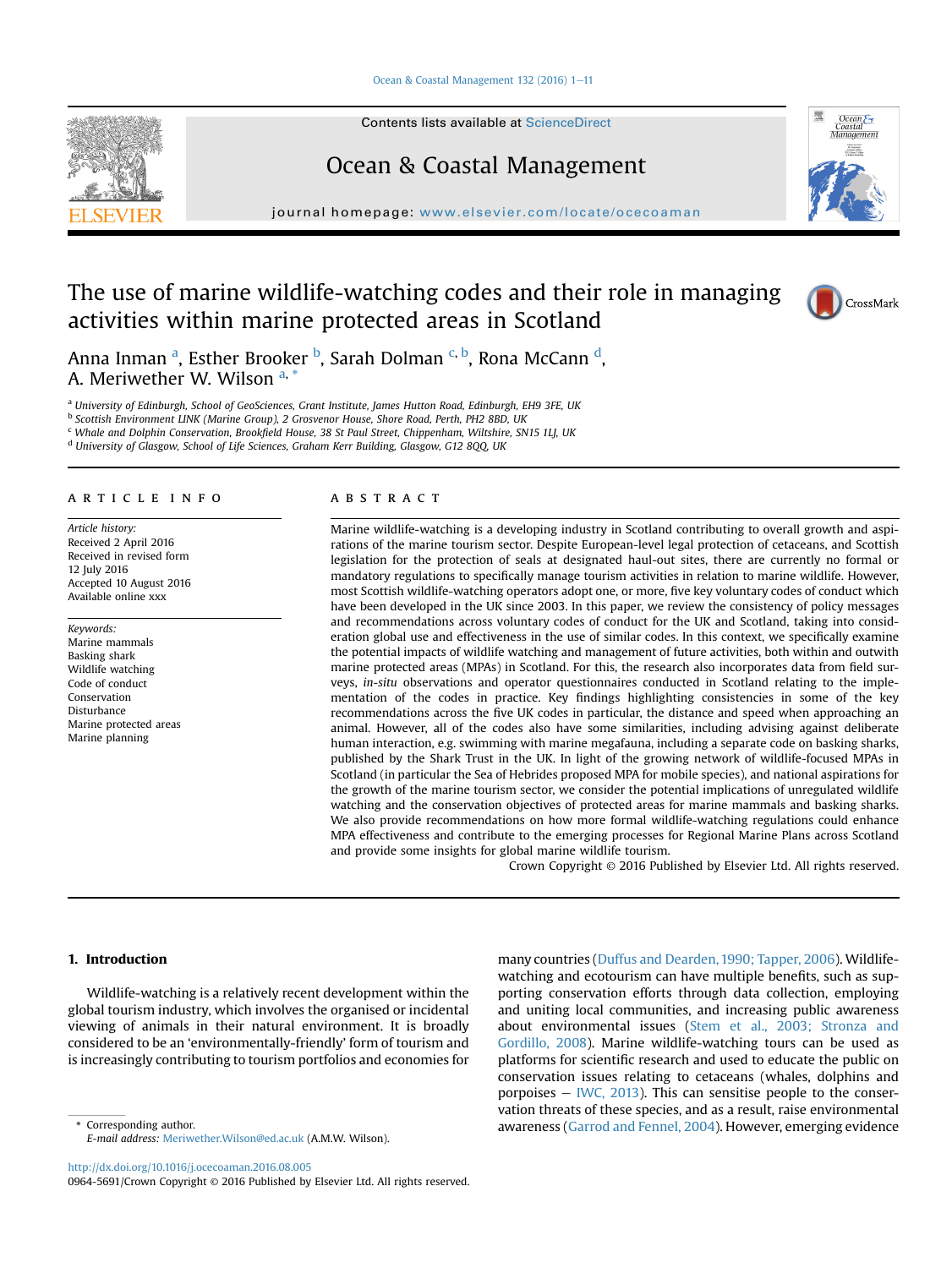# The use of marine wildlife-watching codes and their role in managing activities within marine protected areas in Scotland

Anna Inman [a], Esther Brooker [b], Sarah Dolman [c, b], Rona McCann [d], A. Meriwether W. Wilson [a, *]

[a] University of Edinburgh, School of GeoSciences, Grant Institute, James Hutton Road, Edinburgh, EH9 3FE, UK
[b] Scottish Environment LINK (Marine Group), 2 Grosvenor House, Shore Road, Perth, PH2 8BD, UK
[c] Whale and Dolphin Conservation, Brookfield House, 38 St Paul Street, Chippenham, Wiltshire, SN15 1LJ, UK
[d] University of Glasgow, School of Life Sciences, Graham Kerr Building, Glasgow, G12 8QQ, UK

## ARTICLE INFO

*Article history:*
Received 2 April 2016
Received in revised form 12 July 2016
Accepted 10 August 2016
Available online xxx

*Keywords:*
Marine mammals
Basking shark
Wildlife watching
Code of conduct
Conservation
Disturbance
Marine protected areas
Marine planning

## ABSTRACT

Marine wildlife-watching is a developing industry in Scotland contributing to overall growth and aspirations of the marine tourism sector. Despite European-level legal protection of cetaceans, and Scottish legislation for the protection of seals at designated haul-out sites, there are currently no formal or mandatory regulations to specifically manage tourism activities in relation to marine wildlife. However, most Scottish wildlife-watching operators adopt one, or more, five key voluntary codes of conduct which have been developed in the UK since 2003. In this paper, we review the consistency of policy messages and recommendations across voluntary codes of conduct for the UK and Scotland, taking into consideration global use and effectiveness in the use of similar codes. In this context, we specifically examine the potential impacts of wildlife watching and management of future activities, both within and outwith marine protected areas (MPAs) in Scotland. For this, the research also incorporates data from field surveys, *in-situ* observations and operator questionnaires conducted in Scotland relating to the implementation of the codes in practice. Key findings highlighting consistencies in some of the key recommendations across the five UK codes in particular, the distance and speed when approaching an animal. However, all of the codes also have some similarities, including advising against deliberate human interaction, e.g. swimming with marine megafauna, including a separate code on basking sharks, published by the Shark Trust in the UK. In light of the growing network of wildlife-focused MPAs in Scotland (in particular the Sea of Hebrides proposed MPA for mobile species), and national aspirations for the growth of the marine tourism sector, we consider the potential implications of unregulated wildlife watching and the conservation objectives of protected areas for marine mammals and basking sharks. We also provide recommendations on how more formal wildlife-watching regulations could enhance MPA effectiveness and contribute to the emerging processes for Regional Marine Plans across Scotland and provide some insights for global marine wildlife tourism.

Crown Copyright © 2016 Published by Elsevier Ltd. All rights reserved.

## 1. Introduction

Wildlife-watching is a relatively recent development within the global tourism industry, which involves the organised or incidental viewing of animals in their natural environment. It is broadly considered to be an 'environmentally-friendly' form of tourism and is increasingly contributing to tourism portfolios and economies for many countries (Duffus and Dearden, 1990; Tapper, 2006). Wildlife-watching and ecotourism can have multiple benefits, such as supporting conservation efforts through data collection, employing and uniting local communities, and increasing public awareness about environmental issues (Stem et al., 2003; Stronza and Gordillo, 2008). Marine wildlife-watching tours can be used as platforms for scientific research and used to educate the public on conservation issues relating to cetaceans (whales, dolphins and porpoises – IWC, 2013). This can sensitise people to the conservation threats of these species, and as a result, raise environmental awareness (Garrod and Fennel, 2004). However, emerging evidence

\* Corresponding author.
*E-mail address:* Meriwether.Wilson@ed.ac.uk (A.M.W. Wilson).

http://dx.doi.org/10.1016/j.ocecoaman.2016.08.005
0964-5691/Crown Copyright © 2016 Published by Elsevier Ltd. All rights reserved.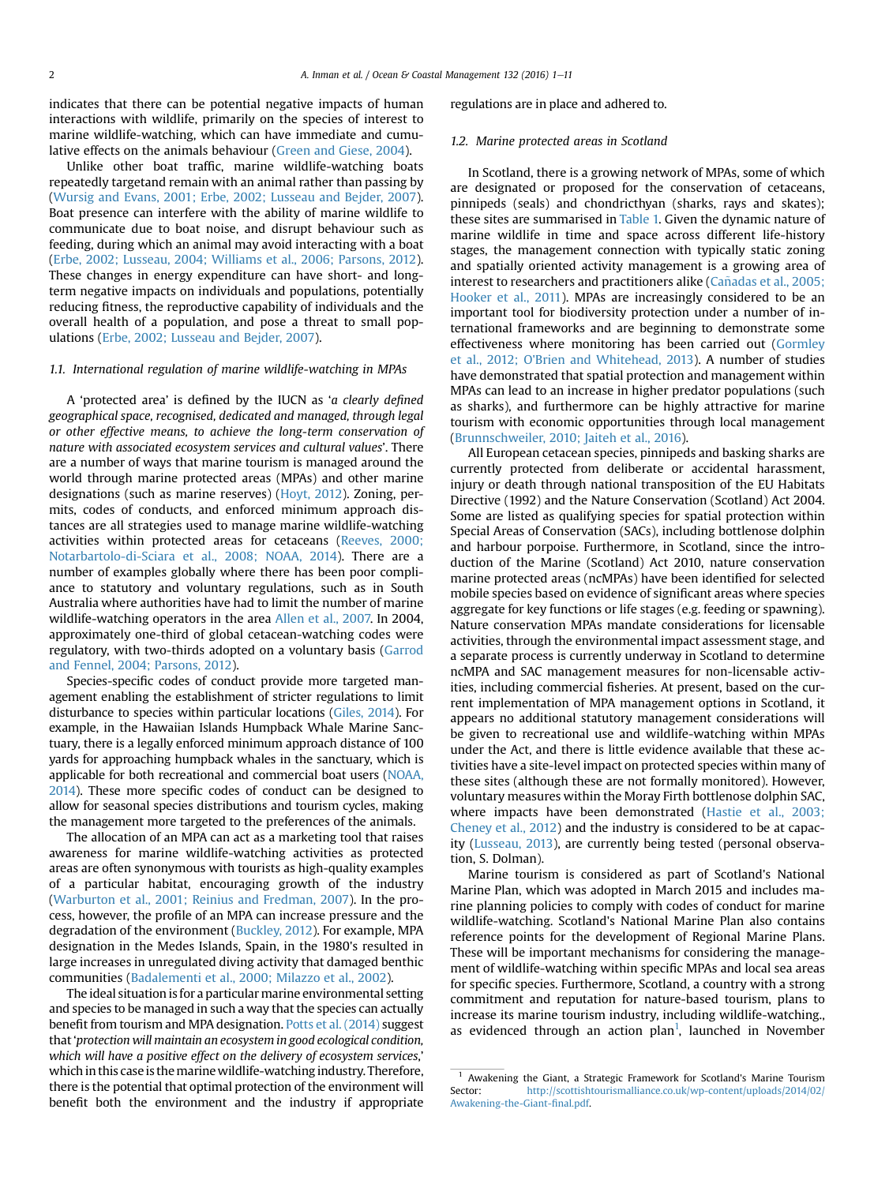indicates that there can be potential negative impacts of human interactions with wildlife, primarily on the species of interest to marine wildlife-watching, which can have immediate and cumulative effects on the animals behaviour (Green and Giese, 2004).

Unlike other boat traffic, marine wildlife-watching boats repeatedly targetand remain with an animal rather than passing by (Wursig and Evans, 2001; Erbe, 2002; Lusseau and Bejder, 2007). Boat presence can interfere with the ability of marine wildlife to communicate due to boat noise, and disrupt behaviour such as feeding, during which an animal may avoid interacting with a boat (Erbe, 2002; Lusseau, 2004; Williams et al., 2006; Parsons, 2012). These changes in energy expenditure can have short- and long-term negative impacts on individuals and populations, potentially reducing fitness, the reproductive capability of individuals and the overall health of a population, and pose a threat to small populations (Erbe, 2002; Lusseau and Bejder, 2007).

### 1.1. International regulation of marine wildlife-watching in MPAs

A 'protected area' is defined by the IUCN as '*a clearly defined geographical space, recognised, dedicated and managed, through legal or other effective means, to achieve the long-term conservation of nature with associated ecosystem services and cultural values*'. There are a number of ways that marine tourism is managed around the world through marine protected areas (MPAs) and other marine designations (such as marine reserves) (Hoyt, 2012). Zoning, permits, codes of conducts, and enforced minimum approach distances are all strategies used to manage marine wildlife-watching activities within protected areas for cetaceans (Reeves, 2000; Notarbartolo-di-Sciara et al., 2008; NOAA, 2014). There are a number of examples globally where there has been poor compliance to statutory and voluntary regulations, such as in South Australia where authorities have had to limit the number of marine wildlife-watching operators in the area Allen et al., 2007. In 2004, approximately one-third of global cetacean-watching codes were regulatory, with two-thirds adopted on a voluntary basis (Garrod and Fennel, 2004; Parsons, 2012).

Species-specific codes of conduct provide more targeted management enabling the establishment of stricter regulations to limit disturbance to species within particular locations (Giles, 2014). For example, in the Hawaiian Islands Humpback Whale Marine Sanctuary, there is a legally enforced minimum approach distance of 100 yards for approaching humpback whales in the sanctuary, which is applicable for both recreational and commercial boat users (NOAA, 2014). These more specific codes of conduct can be designed to allow for seasonal species distributions and tourism cycles, making the management more targeted to the preferences of the animals.

The allocation of an MPA can act as a marketing tool that raises awareness for marine wildlife-watching activities as protected areas are often synonymous with tourists as high-quality examples of a particular habitat, encouraging growth of the industry (Warburton et al., 2001; Reinius and Fredman, 2007). In the process, however, the profile of an MPA can increase pressure and the degradation of the environment (Buckley, 2012). For example, MPA designation in the Medes Islands, Spain, in the 1980's resulted in large increases in unregulated diving activity that damaged benthic communities (Badalementi et al., 2000; Milazzo et al., 2002).

The ideal situation is for a particular marine environmental setting and species to be managed in such a way that the species can actually benefit from tourism and MPA designation. Potts et al. (2014) suggest that '*protection will maintain an ecosystem in good ecological condition, which will have a positive effect on the delivery of ecosystem services*,' which in this case is the marine wildlife-watching industry. Therefore, there is the potential that optimal protection of the environment will benefit both the environment and the industry if appropriate regulations are in place and adhered to.

### 1.2. Marine protected areas in Scotland

In Scotland, there is a growing network of MPAs, some of which are designated or proposed for the conservation of cetaceans, pinnipeds (seals) and chondricthyan (sharks, rays and skates); these sites are summarised in Table 1. Given the dynamic nature of marine wildlife in time and space across different life-history stages, the management connection with typically static zoning and spatially oriented activity management is a growing area of interest to researchers and practitioners alike (Cañadas et al., 2005; Hooker et al., 2011). MPAs are increasingly considered to be an important tool for biodiversity protection under a number of international frameworks and are beginning to demonstrate some effectiveness where monitoring has been carried out (Gormley et al., 2012; O'Brien and Whitehead, 2013). A number of studies have demonstrated that spatial protection and management within MPAs can lead to an increase in higher predator populations (such as sharks), and furthermore can be highly attractive for marine tourism with economic opportunities through local management (Brunnschweiler, 2010; Jaiteh et al., 2016).

All European cetacean species, pinnipeds and basking sharks are currently protected from deliberate or accidental harassment, injury or death through national transposition of the EU Habitats Directive (1992) and the Nature Conservation (Scotland) Act 2004. Some are listed as qualifying species for spatial protection within Special Areas of Conservation (SACs), including bottlenose dolphin and harbour porpoise. Furthermore, in Scotland, since the introduction of the Marine (Scotland) Act 2010, nature conservation marine protected areas (ncMPAs) have been identified for selected mobile species based on evidence of significant areas where species aggregate for key functions or life stages (e.g. feeding or spawning). Nature conservation MPAs mandate considerations for licensable activities, through the environmental impact assessment stage, and a separate process is currently underway in Scotland to determine ncMPA and SAC management measures for non-licensable activities, including commercial fisheries. At present, based on the current implementation of MPA management options in Scotland, it appears no additional statutory management considerations will be given to recreational use and wildlife-watching within MPAs under the Act, and there is little evidence available that these activities have a site-level impact on protected species within many of these sites (although these are not formally monitored). However, voluntary measures within the Moray Firth bottlenose dolphin SAC, where impacts have been demonstrated (Hastie et al., 2003; Cheney et al., 2012) and the industry is considered to be at capacity (Lusseau, 2013), are currently being tested (personal observation, S. Dolman).

Marine tourism is considered as part of Scotland's National Marine Plan, which was adopted in March 2015 and includes marine planning policies to comply with codes of conduct for marine wildlife-watching. Scotland's National Marine Plan also contains reference points for the development of Regional Marine Plans. These will be important mechanisms for considering the management of wildlife-watching within specific MPAs and local sea areas for specific species. Furthermore, Scotland, a country with a strong commitment and reputation for nature-based tourism, plans to increase its marine tourism industry, including wildlife-watching., as evidenced through an action plan[1], launched in November

[1] Awakening the Giant, a Strategic Framework for Scotland's Marine Tourism Sector: http://scottishtourismalliance.co.uk/wp-content/uploads/2014/02/Awakening-the-Giant-final.pdf.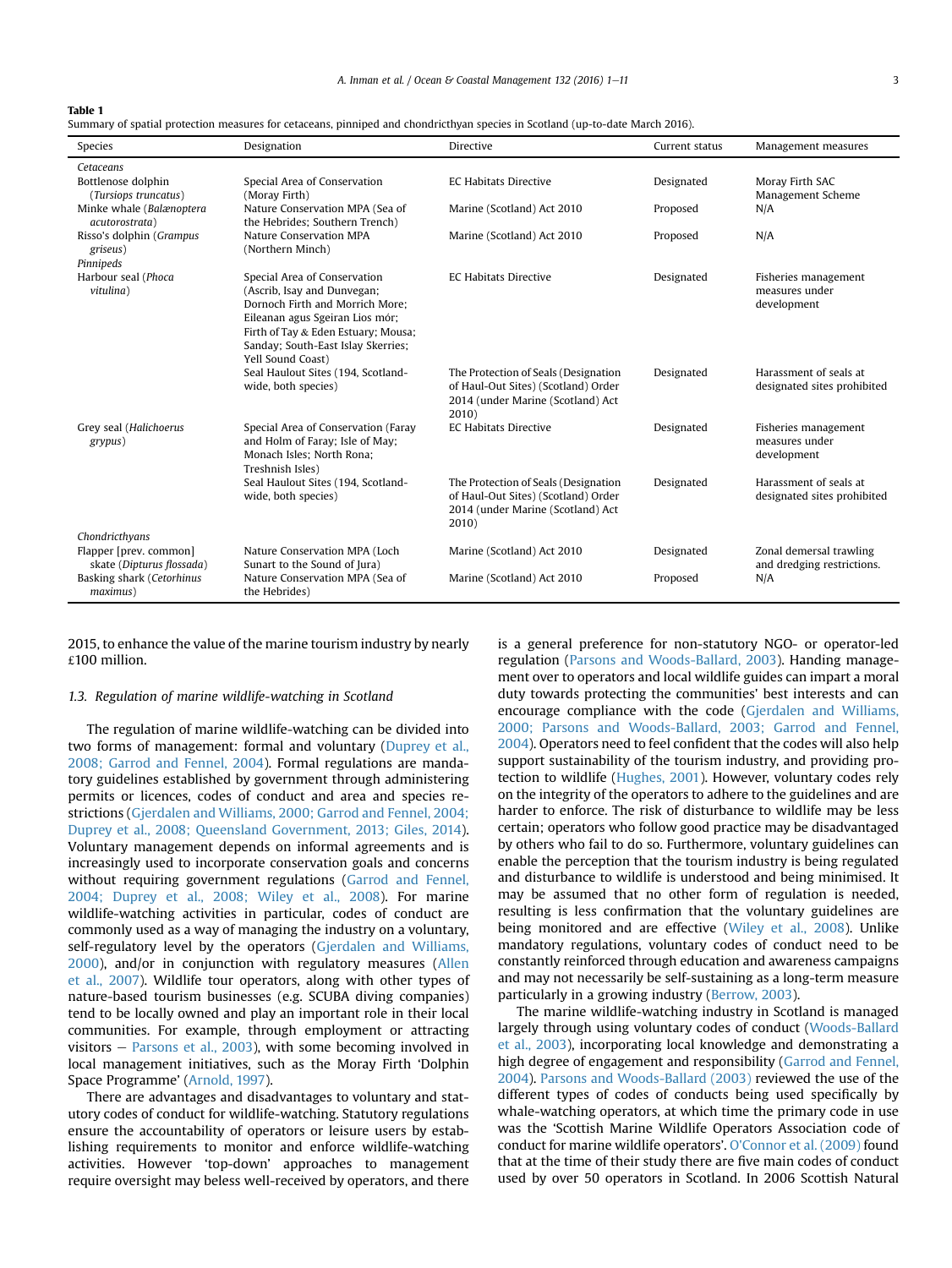**Table 1**
Summary of spatial protection measures for cetaceans, pinniped and chondricthyan species in Scotland (up-to-date March 2016).

| Species | Designation | Directive | Current status | Management measures |
|---|---|---|---|---|
| *Cetaceans* | | | | |
| Bottlenose dolphin (*Tursiops truncatus*) | Special Area of Conservation (Moray Firth) | EC Habitats Directive | Designated | Moray Firth SAC Management Scheme |
| Minke whale (*Balænoptera acutorostrata*) | Nature Conservation MPA (Sea of the Hebrides; Southern Trench) | Marine (Scotland) Act 2010 | Proposed | N/A |
| Risso's dolphin (*Grampus griseus*) | Nature Conservation MPA (Northern Minch) | Marine (Scotland) Act 2010 | Proposed | N/A |
| *Pinnipeds* | | | | |
| Harbour seal (*Phoca vitulina*) | Special Area of Conservation (Ascrib, Isay and Dunvegan; Dornoch Firth and Morrich More; Eileanan agus Sgeiran Lios mór; Firth of Tay & Eden Estuary; Mousa; Sanday; South-East Islay Skerries; Yell Sound Coast) | EC Habitats Directive | Designated | Fisheries management measures under development |
| | Seal Haulout Sites (194, Scotland-wide, both species) | The Protection of Seals (Designation of Haul-Out Sites) (Scotland) Order 2014 (under Marine (Scotland) Act 2010) | Designated | Harassment of seals at designated sites prohibited |
| Grey seal (*Halichoerus grypus*) | Special Area of Conservation (Faray and Holm of Faray; Isle of May; Monach Isles; North Rona; Treshnish Isles) | EC Habitats Directive | Designated | Fisheries management measures under development |
| | Seal Haulout Sites (194, Scotland-wide, both species) | The Protection of Seals (Designation of Haul-Out Sites) (Scotland) Order 2014 (under Marine (Scotland) Act 2010) | Designated | Harassment of seals at designated sites prohibited |
| *Chondricthyans* | | | | |
| Flapper [prev. common] skate (*Dipturus flossada*) | Nature Conservation MPA (Loch Sunart to the Sound of Jura) | Marine (Scotland) Act 2010 | Designated | Zonal demersal trawling and dredging restrictions. |
| Basking shark (*Cetorhinus maximus*) | Nature Conservation MPA (Sea of the Hebrides) | Marine (Scotland) Act 2010 | Proposed | N/A |

2015, to enhance the value of the marine tourism industry by nearly £100 million.

### 1.3. Regulation of marine wildlife-watching in Scotland

The regulation of marine wildlife-watching can be divided into two forms of management: formal and voluntary (Duprey et al., 2008; Garrod and Fennel, 2004). Formal regulations are mandatory guidelines established by government through administering permits or licences, codes of conduct and area and species restrictions (Gjerdalen and Williams, 2000; Garrod and Fennel, 2004; Duprey et al., 2008; Queensland Government, 2013; Giles, 2014). Voluntary management depends on informal agreements and is increasingly used to incorporate conservation goals and concerns without requiring government regulations (Garrod and Fennel, 2004; Duprey et al., 2008; Wiley et al., 2008). For marine wildlife-watching activities in particular, codes of conduct are commonly used as a way of managing the industry on a voluntary, self-regulatory level by the operators (Gjerdalen and Williams, 2000), and/or in conjunction with regulatory measures (Allen et al., 2007). Wildlife tour operators, along with other types of nature-based tourism businesses (e.g. SCUBA diving companies) tend to be locally owned and play an important role in their local communities. For example, through employment or attracting visitors – Parsons et al., 2003), with some becoming involved in local management initiatives, such as the Moray Firth 'Dolphin Space Programme' (Arnold, 1997).

There are advantages and disadvantages to voluntary and statutory codes of conduct for wildlife-watching. Statutory regulations ensure the accountability of operators or leisure users by establishing requirements to monitor and enforce wildlife-watching activities. However 'top-down' approaches to management require oversight may beless well-received by operators, and there is a general preference for non-statutory NGO- or operator-led regulation (Parsons and Woods-Ballard, 2003). Handing management over to operators and local wildlife guides can impart a moral duty towards protecting the communities' best interests and can encourage compliance with the code (Gjerdalen and Williams, 2000; Parsons and Woods-Ballard, 2003; Garrod and Fennel, 2004). Operators need to feel confident that the codes will also help support sustainability of the tourism industry, and providing protection to wildlife (Hughes, 2001). However, voluntary codes rely on the integrity of the operators to adhere to the guidelines and are harder to enforce. The risk of disturbance to wildlife may be less certain; operators who follow good practice may be disadvantaged by others who fail to do so. Furthermore, voluntary guidelines can enable the perception that the tourism industry is being regulated and disturbance to wildlife is understood and being minimised. It may be assumed that no other form of regulation is needed, resulting is less confirmation that the voluntary guidelines are being monitored and are effective (Wiley et al., 2008). Unlike mandatory regulations, voluntary codes of conduct need to be constantly reinforced through education and awareness campaigns and may not necessarily be self-sustaining as a long-term measure particularly in a growing industry (Berrow, 2003).

The marine wildlife-watching industry in Scotland is managed largely through using voluntary codes of conduct (Woods-Ballard et al., 2003), incorporating local knowledge and demonstrating a high degree of engagement and responsibility (Garrod and Fennel, 2004). Parsons and Woods-Ballard (2003) reviewed the use of the different types of codes of conducts being used specifically by whale-watching operators, at which time the primary code in use was the 'Scottish Marine Wildlife Operators Association code of conduct for marine wildlife operators'. O'Connor et al. (2009) found that at the time of their study there are five main codes of conduct used by over 50 operators in Scotland. In 2006 Scottish Natural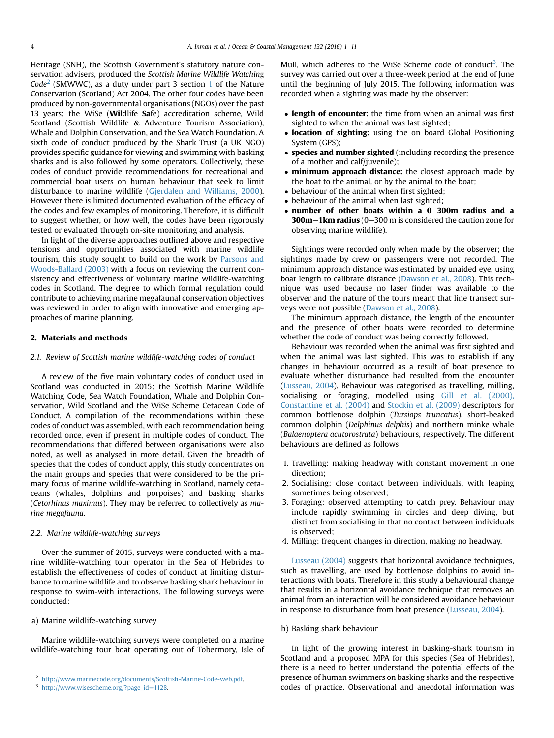Heritage (SNH), the Scottish Government's statutory nature conservation advisers, produced the *Scottish Marine Wildlife Watching Code*[2] (SMWWC), as a duty under part 3 section 1 of the Nature Conservation (Scotland) Act 2004. The other four codes have been produced by non-governmental organisations (NGOs) over the past 13 years: the WiSe (**Wi**ldlife **Sa**fe) accreditation scheme, Wild Scotland (Scottish Wildlife & Adventure Tourism Association), Whale and Dolphin Conservation, and the Sea Watch Foundation. A sixth code of conduct produced by the Shark Trust (a UK NGO) provides specific guidance for viewing and swimming with basking sharks and is also followed by some operators. Collectively, these codes of conduct provide recommendations for recreational and commercial boat users on human behaviour that seek to limit disturbance to marine wildlife (Gjerdalen and Williams, 2000). However there is limited documented evaluation of the efficacy of the codes and few examples of monitoring. Therefore, it is difficult to suggest whether, or how well, the codes have been rigorously tested or evaluated through on-site monitoring and analysis.

In light of the diverse approaches outlined above and respective tensions and opportunities associated with marine wildlife tourism, this study sought to build on the work by Parsons and Woods-Ballard (2003) with a focus on reviewing the current consistency and effectiveness of voluntary marine wildlife-watching codes in Scotland. The degree to which formal regulation could contribute to achieving marine megafaunal conservation objectives was reviewed in order to align with innovative and emerging approaches of marine planning.

## 2. Materials and methods

### 2.1. Review of Scottish marine wildlife-watching codes of conduct

A review of the five main voluntary codes of conduct used in Scotland was conducted in 2015: the Scottish Marine Wildlife Watching Code, Sea Watch Foundation, Whale and Dolphin Conservation, Wild Scotland and the WiSe Scheme Cetacean Code of Conduct. A compilation of the recommendations within these codes of conduct was assembled, with each recommendation being recorded once, even if present in multiple codes of conduct. The recommendations that differed between organisations were also noted, as well as analysed in more detail. Given the breadth of species that the codes of conduct apply, this study concentrates on the main groups and species that were considered to be the primary focus of marine wildlife-watching in Scotland, namely cetaceans (whales, dolphins and porpoises) and basking sharks (*Cetorhinus maximus*). They may be referred to collectively as *marine megafauna*.

### 2.2. Marine wildlife-watching surveys

Over the summer of 2015, surveys were conducted with a marine wildlife-watching tour operator in the Sea of Hebrides to establish the effectiveness of codes of conduct at limiting disturbance to marine wildlife and to observe basking shark behaviour in response to swim-with interactions. The following surveys were conducted:

a) Marine wildlife-watching survey

Marine wildlife-watching surveys were completed on a marine wildlife-watching tour boat operating out of Tobermory, Isle of Mull, which adheres to the WiSe Scheme code of conduct[3]. The survey was carried out over a three-week period at the end of June until the beginning of July 2015. The following information was recorded when a sighting was made by the observer:

- **length of encounter:** the time from when an animal was first sighted to when the animal was last sighted;
- **location of sighting:** using the on board Global Positioning System (GPS);
- **species and number sighted** (including recording the presence of a mother and calf/juvenile);
- **minimum approach distance:** the closest approach made by the boat to the animal, or by the animal to the boat;
- behaviour of the animal when first sighted;
- behaviour of the animal when last sighted;
- **number of other boats within a 0–300m radius and a 300m–1km radius** (0–300 m is considered the caution zone for observing marine wildlife).

Sightings were recorded only when made by the observer; the sightings made by crew or passengers were not recorded. The minimum approach distance was estimated by unaided eye, using boat length to calibrate distance (Dawson et al., 2008). This technique was used because no laser finder was available to the observer and the nature of the tours meant that line transect surveys were not possible (Dawson et al., 2008).

The minimum approach distance, the length of the encounter and the presence of other boats were recorded to determine whether the code of conduct was being correctly followed.

Behaviour was recorded when the animal was first sighted and when the animal was last sighted. This was to establish if any changes in behaviour occurred as a result of boat presence to evaluate whether disturbance had resulted from the encounter (Lusseau, 2004). Behaviour was categorised as travelling, milling, socialising or foraging, modelled using Gill et al. (2000), Constantine et al. (2004) and Stockin et al. (2009) descriptors for common bottlenose dolphin (*Tursiops truncatus*), short-beaked common dolphin (*Delphinus delphis*) and northern minke whale (*Balaenoptera acutorostrata*) behaviours, respectively. The different behaviours are defined as follows:

1. Travelling: making headway with constant movement in one direction;
2. Socialising: close contact between individuals, with leaping sometimes being observed;
3. Foraging: observed attempting to catch prey. Behaviour may include rapidly swimming in circles and deep diving, but distinct from socialising in that no contact between individuals is observed;
4. Milling: frequent changes in direction, making no headway.

Lusseau (2004) suggests that horizontal avoidance techniques, such as travelling, are used by bottlenose dolphins to avoid interactions with boats. Therefore in this study a behavioural change that results in a horizontal avoidance technique that removes an animal from an interaction will be considered avoidance behaviour in response to disturbance from boat presence (Lusseau, 2004).

b) Basking shark behaviour

In light of the growing interest in basking-shark tourism in Scotland and a proposed MPA for this species (Sea of Hebrides), there is a need to better understand the potential effects of the presence of human swimmers on basking sharks and the respective codes of practice. Observational and anecdotal information was

[2] http://www.marinecode.org/documents/Scottish-Marine-Code-web.pdf.

[3] http://www.wisescheme.org/?page_id=1128.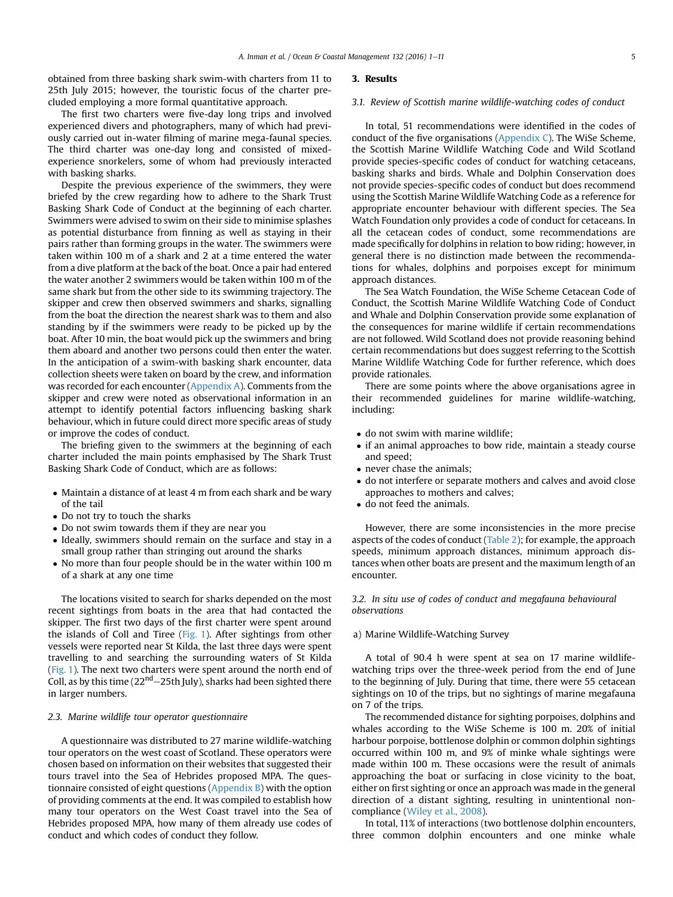obtained from three basking shark swim-with charters from 11 to 25th July 2015; however, the touristic focus of the charter precluded employing a more formal quantitative approach.

The first two charters were five-day long trips and involved experienced divers and photographers, many of which had previously carried out in-water filming of marine mega-faunal species. The third charter was one-day long and consisted of mixed-experience snorkelers, some of whom had previously interacted with basking sharks.

Despite the previous experience of the swimmers, they were briefed by the crew regarding how to adhere to the Shark Trust Basking Shark Code of Conduct at the beginning of each charter. Swimmers were advised to swim on their side to minimise splashes as potential disturbance from finning as well as staying in their pairs rather than forming groups in the water. The swimmers were taken within 100 m of a shark and 2 at a time entered the water from a dive platform at the back of the boat. Once a pair had entered the water another 2 swimmers would be taken within 100 m of the same shark but from the other side to its swimming trajectory. The skipper and crew then observed swimmers and sharks, signalling from the boat the direction the nearest shark was to them and also standing by if the swimmers were ready to be picked up by the boat. After 10 min, the boat would pick up the swimmers and bring them aboard and another two persons could then enter the water. In the anticipation of a swim-with basking shark encounter, data collection sheets were taken on board by the crew, and information was recorded for each encounter (Appendix A). Comments from the skipper and crew were noted as observational information in an attempt to identify potential factors influencing basking shark behaviour, which in future could direct more specific areas of study or improve the codes of conduct.

The briefing given to the swimmers at the beginning of each charter included the main points emphasised by The Shark Trust Basking Shark Code of Conduct, which are as follows:

- Maintain a distance of at least 4 m from each shark and be wary of the tail
- Do not try to touch the sharks
- Do not swim towards them if they are near you
- Ideally, swimmers should remain on the surface and stay in a small group rather than stringing out around the sharks
- No more than four people should be in the water within 100 m of a shark at any one time

The locations visited to search for sharks depended on the most recent sightings from boats in the area that had contacted the skipper. The first two days of the first charter were spent around the islands of Coll and Tiree (Fig. 1). After sightings from other vessels were reported near St Kilda, the last three days were spent travelling to and searching the surrounding waters of St Kilda (Fig. 1). The next two charters were spent around the north end of Coll, as by this time (22nd–25th July), sharks had been sighted there in larger numbers.

### 2.3. Marine wildlife tour operator questionnaire

A questionnaire was distributed to 27 marine wildlife-watching tour operators on the west coast of Scotland. These operators were chosen based on information on their websites that suggested their tours travel into the Sea of Hebrides proposed MPA. The questionnaire consisted of eight questions (Appendix B) with the option of providing comments at the end. It was compiled to establish how many tour operators on the West Coast travel into the Sea of Hebrides proposed MPA, how many of them already use codes of conduct and which codes of conduct they follow.

## 3. Results

### 3.1. Review of Scottish marine wildlife-watching codes of conduct

In total, 51 recommendations were identified in the codes of conduct of the five organisations (Appendix C). The WiSe Scheme, the Scottish Marine Wildlife Watching Code and Wild Scotland provide species-specific codes of conduct for watching cetaceans, basking sharks and birds. Whale and Dolphin Conservation does not provide species-specific codes of conduct but does recommend using the Scottish Marine Wildlife Watching Code as a reference for appropriate encounter behaviour with different species. The Sea Watch Foundation only provides a code of conduct for cetaceans. In all the cetacean codes of conduct, some recommendations are made specifically for dolphins in relation to bow riding; however, in general there is no distinction made between the recommendations for whales, dolphins and porpoises except for minimum approach distances.

The Sea Watch Foundation, the WiSe Scheme Cetacean Code of Conduct, the Scottish Marine Wildlife Watching Code of Conduct and Whale and Dolphin Conservation provide some explanation of the consequences for marine wildlife if certain recommendations are not followed. Wild Scotland does not provide reasoning behind certain recommendations but does suggest referring to the Scottish Marine Wildlife Watching Code for further reference, which does provide rationales.

There are some points where the above organisations agree in their recommended guidelines for marine wildlife-watching, including:

- do not swim with marine wildlife;
- if an animal approaches to bow ride, maintain a steady course and speed;
- never chase the animals;
- do not interfere or separate mothers and calves and avoid close approaches to mothers and calves;
- do not feed the animals.

However, there are some inconsistencies in the more precise aspects of the codes of conduct (Table 2); for example, the approach speeds, minimum approach distances, minimum approach distances when other boats are present and the maximum length of an encounter.

### 3.2. In situ use of codes of conduct and megafauna behavioural observations

a) Marine Wildlife-Watching Survey

A total of 90.4 h were spent at sea on 17 marine wildlife-watching trips over the three-week period from the end of June to the beginning of July. During that time, there were 55 cetacean sightings on 10 of the trips, but no sightings of marine megafauna on 7 of the trips.

The recommended distance for sighting porpoises, dolphins and whales according to the WiSe Scheme is 100 m. 20% of initial harbour porpoise, bottlenose dolphin or common dolphin sightings occurred within 100 m, and 9% of minke whale sightings were made within 100 m. These occasions were the result of animals approaching the boat or surfacing in close vicinity to the boat, either on first sighting or once an approach was made in the general direction of a distant sighting, resulting in unintentional non-compliance (Wiley et al., 2008).

In total, 11% of interactions (two bottlenose dolphin encounters, three common dolphin encounters and one minke whale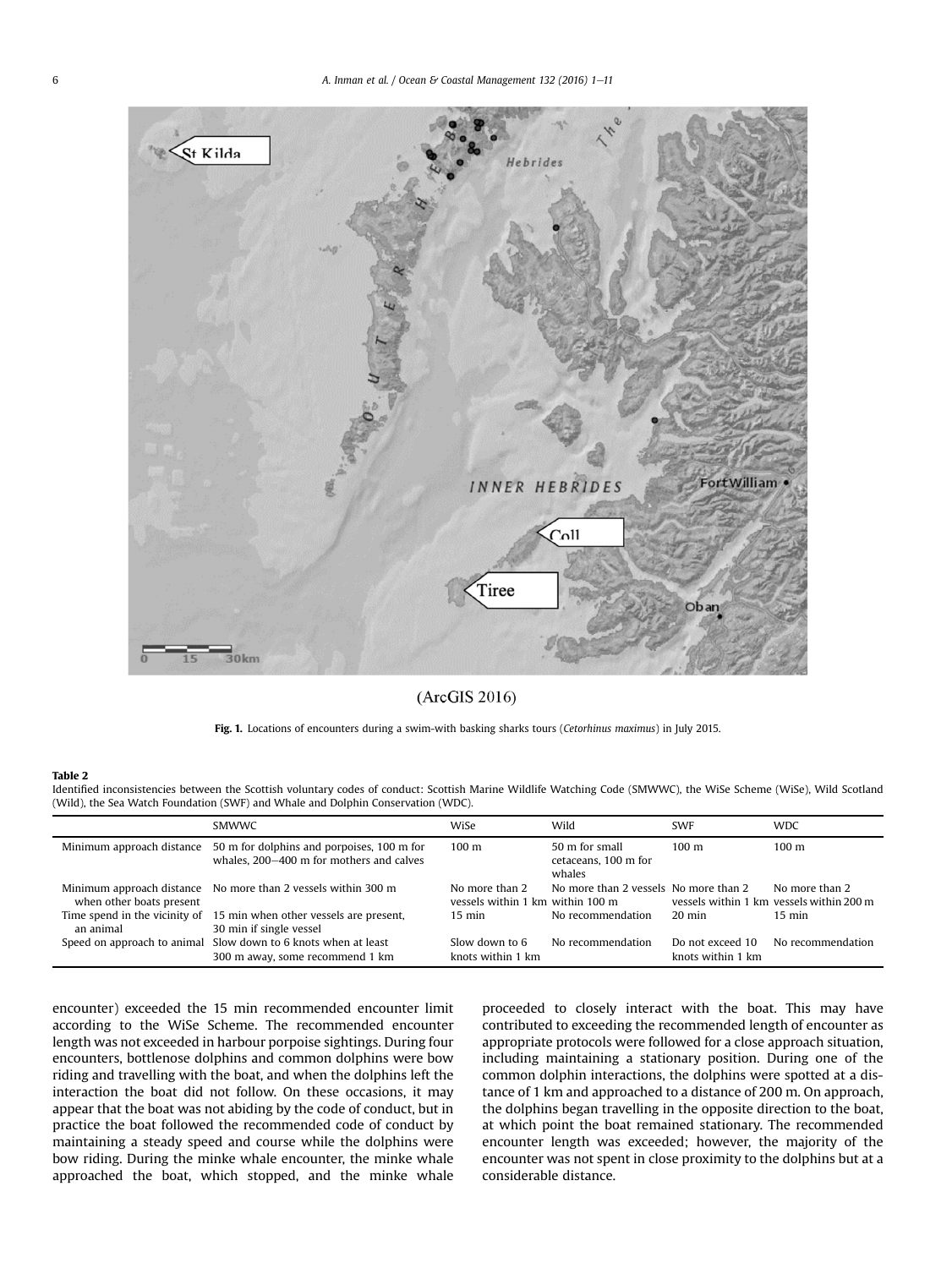(ArcGIS 2016)

**Fig. 1.** Locations of encounters during a swim-with basking sharks tours (*Cetorhinus maximus*) in July 2015.

**Table 2**
Identified inconsistencies between the Scottish voluntary codes of conduct: Scottish Marine Wildlife Watching Code (SMWWC), the WiSe Scheme (WiSe), Wild Scotland (Wild), the Sea Watch Foundation (SWF) and Whale and Dolphin Conservation (WDC).

| | SMWWC | WiSe | Wild | SWF | WDC |
|---|---|---|---|---|---|
| Minimum approach distance | 50 m for dolphins and porpoises, 100 m for whales, 200–400 m for mothers and calves | 100 m | 50 m for small cetaceans, 100 m for whales | 100 m | 100 m |
| Minimum approach distance when other boats present | No more than 2 vessels within 300 m | No more than 2 vessels within 1 km | No more than 2 vessels within 100 m | No more than 2 vessels within 1 km | No more than 2 vessels within 200 m |
| Time spend in the vicinity of an animal | 15 min when other vessels are present, 30 min if single vessel | 15 min | No recommendation | 20 min | 15 min |
| Speed on approach to animal | Slow down to 6 knots when at least 300 m away, some recommend 1 km | Slow down to 6 knots within 1 km | No recommendation | Do not exceed 10 knots within 1 km | No recommendation |

encounter) exceeded the 15 min recommended encounter limit according to the WiSe Scheme. The recommended encounter length was not exceeded in harbour porpoise sightings. During four encounters, bottlenose dolphins and common dolphins were bow riding and travelling with the boat, and when the dolphins left the interaction the boat did not follow. On these occasions, it may appear that the boat was not abiding by the code of conduct, but in practice the boat followed the recommended code of conduct by maintaining a steady speed and course while the dolphins were bow riding. During the minke whale encounter, the minke whale approached the boat, which stopped, and the minke whale proceeded to closely interact with the boat. This may have contributed to exceeding the recommended length of encounter as appropriate protocols were followed for a close approach situation, including maintaining a stationary position. During one of the common dolphin interactions, the dolphins were spotted at a distance of 1 km and approached to a distance of 200 m. On approach, the dolphins began travelling in the opposite direction to the boat, at which point the boat remained stationary. The recommended encounter length was exceeded; however, the majority of the encounter was not spent in close proximity to the dolphins but at a considerable distance.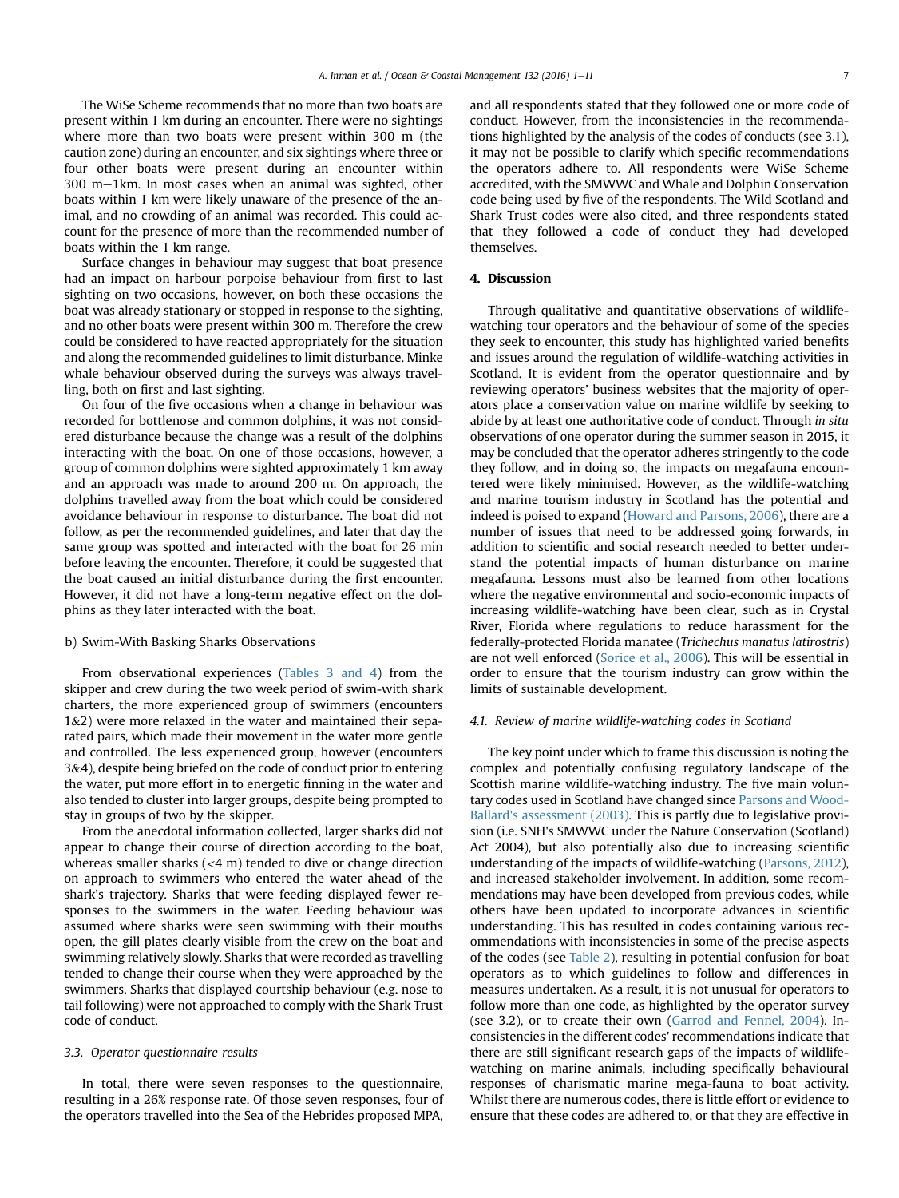The WiSe Scheme recommends that no more than two boats are present within 1 km during an encounter. There were no sightings where more than two boats were present within 300 m (the caution zone) during an encounter, and six sightings where three or four other boats were present during an encounter within 300 m–1km. In most cases when an animal was sighted, other boats within 1 km were likely unaware of the presence of the animal, and no crowding of an animal was recorded. This could account for the presence of more than the recommended number of boats within the 1 km range.

Surface changes in behaviour may suggest that boat presence had an impact on harbour porpoise behaviour from first to last sighting on two occasions, however, on both these occasions the boat was already stationary or stopped in response to the sighting, and no other boats were present within 300 m. Therefore the crew could be considered to have reacted appropriately for the situation and along the recommended guidelines to limit disturbance. Minke whale behaviour observed during the surveys was always travelling, both on first and last sighting.

On four of the five occasions when a change in behaviour was recorded for bottlenose and common dolphins, it was not considered disturbance because the change was a result of the dolphins interacting with the boat. On one of those occasions, however, a group of common dolphins were sighted approximately 1 km away and an approach was made to around 200 m. On approach, the dolphins travelled away from the boat which could be considered avoidance behaviour in response to disturbance. The boat did not follow, as per the recommended guidelines, and later that day the same group was spotted and interacted with the boat for 26 min before leaving the encounter. Therefore, it could be suggested that the boat caused an initial disturbance during the first encounter. However, it did not have a long-term negative effect on the dolphins as they later interacted with the boat.

b) Swim-With Basking Sharks Observations

From observational experiences (Tables 3 and 4) from the skipper and crew during the two week period of swim-with shark charters, the more experienced group of swimmers (encounters 1&2) were more relaxed in the water and maintained their separated pairs, which made their movement in the water more gentle and controlled. The less experienced group, however (encounters 3&4), despite being briefed on the code of conduct prior to entering the water, put more effort in to energetic finning in the water and also tended to cluster into larger groups, despite being prompted to stay in groups of two by the skipper.

From the anecdotal information collected, larger sharks did not appear to change their course of direction according to the boat, whereas smaller sharks (<4 m) tended to dive or change direction on approach to swimmers who entered the water ahead of the shark's trajectory. Sharks that were feeding displayed fewer responses to the swimmers in the water. Feeding behaviour was assumed where sharks were seen swimming with their mouths open, the gill plates clearly visible from the crew on the boat and swimming relatively slowly. Sharks that were recorded as travelling tended to change their course when they were approached by the swimmers. Sharks that displayed courtship behaviour (e.g. nose to tail following) were not approached to comply with the Shark Trust code of conduct.

### 3.3. Operator questionnaire results

In total, there were seven responses to the questionnaire, resulting in a 26% response rate. Of those seven responses, four of the operators travelled into the Sea of the Hebrides proposed MPA, and all respondents stated that they followed one or more code of conduct. However, from the inconsistencies in the recommendations highlighted by the analysis of the codes of conducts (see 3.1), it may not be possible to clarify which specific recommendations the operators adhere to. All respondents were WiSe Scheme accredited, with the SMWWC and Whale and Dolphin Conservation code being used by five of the respondents. The Wild Scotland and Shark Trust codes were also cited, and three respondents stated that they followed a code of conduct they had developed themselves.

## 4. Discussion

Through qualitative and quantitative observations of wildlife-watching tour operators and the behaviour of some of the species they seek to encounter, this study has highlighted varied benefits and issues around the regulation of wildlife-watching activities in Scotland. It is evident from the operator questionnaire and by reviewing operators' business websites that the majority of operators place a conservation value on marine wildlife by seeking to abide by at least one authoritative code of conduct. Through *in situ* observations of one operator during the summer season in 2015, it may be concluded that the operator adheres stringently to the code they follow, and in doing so, the impacts on megafauna encountered were likely minimised. However, as the wildlife-watching and marine tourism industry in Scotland has the potential and indeed is poised to expand (Howard and Parsons, 2006), there are a number of issues that need to be addressed going forwards, in addition to scientific and social research needed to better understand the potential impacts of human disturbance on marine megafauna. Lessons must also be learned from other locations where the negative environmental and socio-economic impacts of increasing wildlife-watching have been clear, such as in Crystal River, Florida where regulations to reduce harassment for the federally-protected Florida manatee (*Trichechus manatus latirostris*) are not well enforced (Sorice et al., 2006). This will be essential in order to ensure that the tourism industry can grow within the limits of sustainable development.

### 4.1. Review of marine wildlife-watching codes in Scotland

The key point under which to frame this discussion is noting the complex and potentially confusing regulatory landscape of the Scottish marine wildlife-watching industry. The five main voluntary codes used in Scotland have changed since Parsons and Woods-Ballard's assessment (2003). This is partly due to legislative provision (i.e. SNH's SMWWC under the Nature Conservation (Scotland) Act 2004), but also potentially also due to increasing scientific understanding of the impacts of wildlife-watching (Parsons, 2012), and increased stakeholder involvement. In addition, some recommendations may have been developed from previous codes, while others have been updated to incorporate advances in scientific understanding. This has resulted in codes containing various recommendations with inconsistencies in some of the precise aspects of the codes (see Table 2), resulting in potential confusion for boat operators as to which guidelines to follow and differences in measures undertaken. As a result, it is not unusual for operators to follow more than one code, as highlighted by the operator survey (see 3.2), or to create their own (Garrod and Fennel, 2004). Inconsistencies in the different codes' recommendations indicate that there are still significant research gaps of the impacts of wildlife-watching on marine animals, including specifically behavioural responses of charismatic marine mega-fauna to boat activity. Whilst there are numerous codes, there is little effort or evidence to ensure that these codes are adhered to, or that they are effective in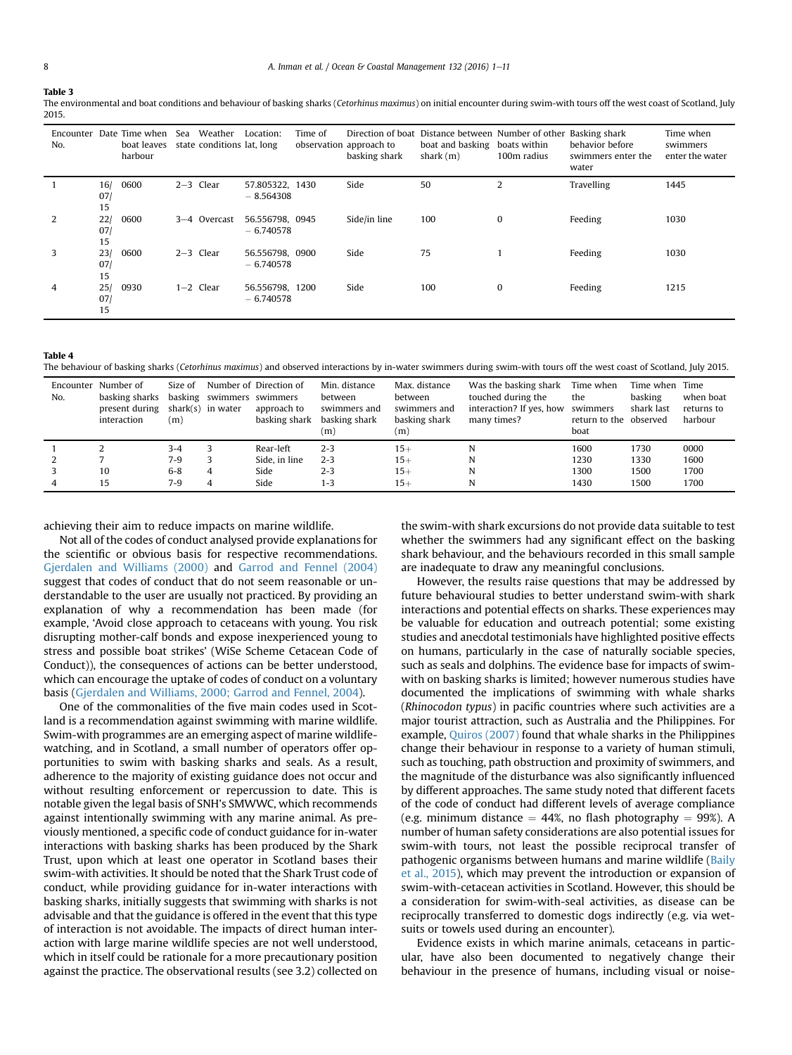**Table 3**
The environmental and boat conditions and behaviour of basking sharks (*Cetorhinus maximus*) on initial encounter during swim-with tours off the west coast of Scotland, July 2015.

| Encounter No. | Date | Time when boat leaves harbour | Sea state | Weather conditions | Location: lat, long | Time of observation | Direction of boat approach to basking shark | Distance between boat and basking shark (m) | Number of other boats within 100m radius | Basking shark behavior before swimmers enter the water | Time when swimmers enter the water |
|---|---|---|---|---|---|---|---|---|---|---|---|
| 1 | 16/07/15 | 0600 | 2–3 | Clear | 57.805322, − 8.564308 | 1430 | Side | 50 | 2 | Travelling | 1445 |
| 2 | 22/07/15 | 0600 | 3–4 | Overcast | 56.556798, − 6.740578 | 0945 | Side/in line | 100 | 0 | Feeding | 1030 |
| 3 | 23/07/15 | 0600 | 2–3 | Clear | 56.556798, − 6.740578 | 0900 | Side | 75 | 1 | Feeding | 1030 |
| 4 | 25/07/15 | 0930 | 1–2 | Clear | 56.556798, − 6.740578 | 1200 | Side | 100 | 0 | Feeding | 1215 |

**Table 4**
The behaviour of basking sharks (*Cetorhinus maximus*) and observed interactions by in-water swimmers during swim-with tours off the west coast of Scotland, July 2015.

| Encounter No. | Number of basking sharks present during interaction | Size of basking shark(s) (m) | Number of swimmers in water | Direction of swimmers approach to basking shark | Min. distance between swimmers and basking shark (m) | Max. distance between swimmers and basking shark (m) | Was the basking shark touched during the interaction? If yes, how many times? | Time when the swimmers return to the boat | Time when basking shark last observed | Time when boat returns to harbour |
|---|---|---|---|---|---|---|---|---|---|---|
| 1 | 2 | 3-4 | 3 | Rear-left | 2-3 | 15+ | N | 1600 | 1730 | 0000 |
| 2 | 7 | 7-9 | 3 | Side, in line | 2-3 | 15+ | N | 1230 | 1330 | 1600 |
| 3 | 10 | 6-8 | 4 | Side | 2-3 | 15+ | N | 1300 | 1500 | 1700 |
| 4 | 15 | 7-9 | 4 | Side | 1-3 | 15+ | N | 1430 | 1500 | 1700 |

achieving their aim to reduce impacts on marine wildlife.

Not all of the codes of conduct analysed provide explanations for the scientific or obvious basis for respective recommendations. Gjerdalen and Williams (2000) and Garrod and Fennel (2004) suggest that codes of conduct that do not seem reasonable or understandable to the user are usually not practiced. By providing an explanation of why a recommendation has been made (for example, 'Avoid close approach to cetaceans with young. You risk disrupting mother-calf bonds and expose inexperienced young to stress and possible boat strikes' (WiSe Scheme Cetacean Code of Conduct)), the consequences of actions can be better understood, which can encourage the uptake of codes of conduct on a voluntary basis (Gjerdalen and Williams, 2000; Garrod and Fennel, 2004).

One of the commonalities of the five main codes used in Scotland is a recommendation against swimming with marine wildlife. Swim-with programmes are an emerging aspect of marine wildlife-watching, and in Scotland, a small number of operators offer opportunities to swim with basking sharks and seals. As a result, adherence to the majority of existing guidance does not occur and without resulting enforcement or repercussion to date. This is notable given the legal basis of SNH's SMWWC, which recommends against intentionally swimming with any marine animal. As previously mentioned, a specific code of conduct guidance for in-water interactions with basking sharks has been produced by the Shark Trust, upon which at least one operator in Scotland bases their swim-with activities. It should be noted that the Shark Trust code of conduct, while providing guidance for in-water interactions with basking sharks, initially suggests that swimming with sharks is not advisable and that the guidance is offered in the event that this type of interaction is not avoidable. The impacts of direct human interaction with large marine wildlife species are not well understood, which in itself could be rationale for a more precautionary position against the practice. The observational results (see 3.2) collected on the swim-with shark excursions do not provide data suitable to test whether the swimmers had any significant effect on the basking shark behaviour, and the behaviours recorded in this small sample are inadequate to draw any meaningful conclusions.

However, the results raise questions that may be addressed by future behavioural studies to better understand swim-with shark interactions and potential effects on sharks. These experiences may be valuable for education and outreach potential; some existing studies and anecdotal testimonials have highlighted positive effects on humans, particularly in the case of naturally sociable species, such as seals and dolphins. The evidence base for impacts of swim-with on basking sharks is limited; however numerous studies have documented the implications of swimming with whale sharks (*Rhincodon typus*) in pacific countries where such activities are a major tourist attraction, such as Australia and the Philippines. For example, Quiros (2007) found that whale sharks in the Philippines change their behaviour in response to a variety of human stimuli, such as touching, path obstruction and proximity of swimmers, and the magnitude of the disturbance was also significantly influenced by different approaches. The same study noted that different facets of the code of conduct had different levels of average compliance (e.g. minimum distance = 44%, no flash photography = 99%). A number of human safety considerations are also potential issues for swim-with tours, not least the possible reciprocal transfer of pathogenic organisms between humans and marine wildlife (Baily et al., 2015), which may prevent the introduction or expansion of swim-with-cetacean activities in Scotland. However, this should be a consideration for swim-with-seal activities, as disease can be reciprocally transferred to domestic dogs indirectly (e.g. via wetsuits or towels used during an encounter).

Evidence exists in which marine animals, cetaceans in particular, have also been documented to negatively change their behaviour in the presence of humans, including visual or noise-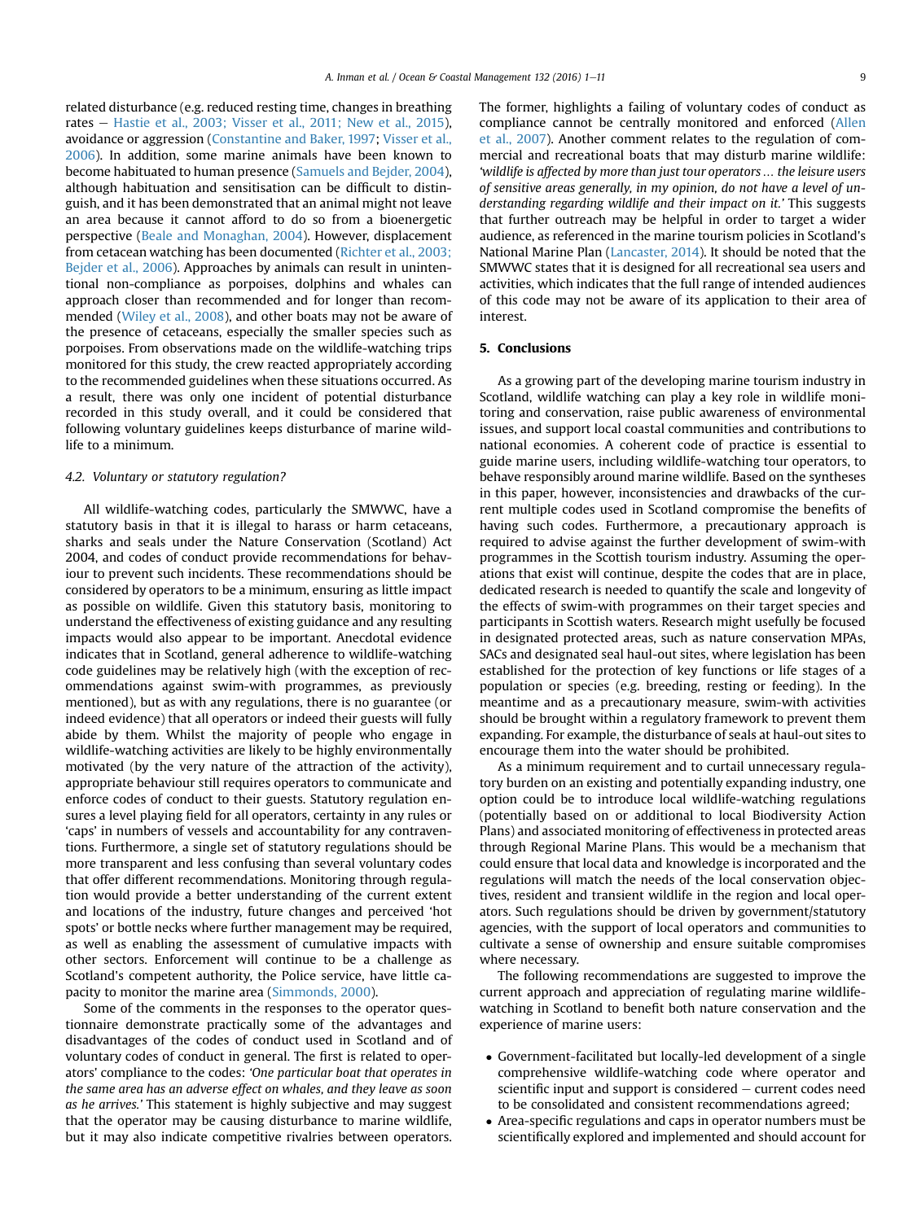related disturbance (e.g. reduced resting time, changes in breathing rates – Hastie et al., 2003; Visser et al., 2011; New et al., 2015), avoidance or aggression (Constantine and Baker, 1997; Visser et al., 2006). In addition, some marine animals have been known to become habituated to human presence (Samuels and Bejder, 2004), although habituation and sensitisation can be difficult to distinguish, and it has been demonstrated that an animal might not leave an area because it cannot afford to do so from a bioenergetic perspective (Beale and Monaghan, 2004). However, displacement from cetacean watching has been documented (Richter et al., 2003; Bejder et al., 2006). Approaches by animals can result in unintentional non-compliance as porpoises, dolphins and whales can approach closer than recommended and for longer than recommended (Wiley et al., 2008), and other boats may not be aware of the presence of cetaceans, especially the smaller species such as porpoises. From observations made on the wildlife-watching trips monitored for this study, the crew reacted appropriately according to the recommended guidelines when these situations occurred. As a result, there was only one incident of potential disturbance recorded in this study overall, and it could be considered that following voluntary guidelines keeps disturbance of marine wildlife to a minimum.

### 4.2. Voluntary or statutory regulation?

All wildlife-watching codes, particularly the SMWWC, have a statutory basis in that it is illegal to harass or harm cetaceans, sharks and seals under the Nature Conservation (Scotland) Act 2004, and codes of conduct provide recommendations for behaviour to prevent such incidents. These recommendations should be considered by operators to be a minimum, ensuring as little impact as possible on wildlife. Given this statutory basis, monitoring to understand the effectiveness of existing guidance and any resulting impacts would also appear to be important. Anecdotal evidence indicates that in Scotland, general adherence to wildlife-watching code guidelines may be relatively high (with the exception of recommendations against swim-with programmes, as previously mentioned), but as with any regulations, there is no guarantee (or indeed evidence) that all operators or indeed their guests will fully abide by them. Whilst the majority of people who engage in wildlife-watching activities are likely to be highly environmentally motivated (by the very nature of the attraction of the activity), appropriate behaviour still requires operators to communicate and enforce codes of conduct to their guests. Statutory regulation ensures a level playing field for all operators, certainty in any rules or 'caps' in numbers of vessels and accountability for any contraventions. Furthermore, a single set of statutory regulations should be more transparent and less confusing than several voluntary codes that offer different recommendations. Monitoring through regulation would provide a better understanding of the current extent and locations of the industry, future changes and perceived 'hot spots' or bottle necks where further management may be required, as well as enabling the assessment of cumulative impacts with other sectors. Enforcement will continue to be a challenge as Scotland's competent authority, the Police service, have little capacity to monitor the marine area (Simmonds, 2000).

Some of the comments in the responses to the operator questionnaire demonstrate practically some of the advantages and disadvantages of the codes of conduct used in Scotland and of voluntary codes of conduct in general. The first is related to operators' compliance to the codes: *'One particular boat that operates in the same area has an adverse effect on whales, and they leave as soon as he arrives.'* This statement is highly subjective and may suggest that the operator may be causing disturbance to marine wildlife, but it may also indicate competitive rivalries between operators. The former, highlights a failing of voluntary codes of conduct as compliance cannot be centrally monitored and enforced (Allen et al., 2007). Another comment relates to the regulation of commercial and recreational boats that may disturb marine wildlife: *'wildlife is affected by more than just tour operators … the leisure users of sensitive areas generally, in my opinion, do not have a level of understanding regarding wildlife and their impact on it.'* This suggests that further outreach may be helpful in order to target a wider audience, as referenced in the marine tourism policies in Scotland's National Marine Plan (Lancaster, 2014). It should be noted that the SMWWC states that it is designed for all recreational sea users and activities, which indicates that the full range of intended audiences of this code may not be aware of its application to their area of interest.

## 5. Conclusions

As a growing part of the developing marine tourism industry in Scotland, wildlife watching can play a key role in wildlife monitoring and conservation, raise public awareness of environmental issues, and support local coastal communities and contributions to national economies. A coherent code of practice is essential to guide marine users, including wildlife-watching tour operators, to behave responsibly around marine wildlife. Based on the syntheses in this paper, however, inconsistencies and drawbacks of the current multiple codes used in Scotland compromise the benefits of having such codes. Furthermore, a precautionary approach is required to advise against the further development of swim-with programmes in the Scottish tourism industry. Assuming the operations that exist will continue, despite the codes that are in place, dedicated research is needed to quantify the scale and longevity of the effects of swim-with programmes on their target species and participants in Scottish waters. Research might usefully be focused in designated protected areas, such as nature conservation MPAs, SACs and designated seal haul-out sites, where legislation has been established for the protection of key functions or life stages of a population or species (e.g. breeding, resting or feeding). In the meantime and as a precautionary measure, swim-with activities should be brought within a regulatory framework to prevent them expanding. For example, the disturbance of seals at haul-out sites to encourage them into the water should be prohibited.

As a minimum requirement and to curtail unnecessary regulatory burden on an existing and potentially expanding industry, one option could be to introduce local wildlife-watching regulations (potentially based on or additional to local Biodiversity Action Plans) and associated monitoring of effectiveness in protected areas through Regional Marine Plans. This would be a mechanism that could ensure that local data and knowledge is incorporated and the regulations will match the needs of the local conservation objectives, resident and transient wildlife in the region and local operators. Such regulations should be driven by government/statutory agencies, with the support of local operators and communities to cultivate a sense of ownership and ensure suitable compromises where necessary.

The following recommendations are suggested to improve the current approach and appreciation of regulating marine wildlife-watching in Scotland to benefit both nature conservation and the experience of marine users:

- Government-facilitated but locally-led development of a single comprehensive wildlife-watching code where operator and scientific input and support is considered – current codes need to be consolidated and consistent recommendations agreed;
- Area-specific regulations and caps in operator numbers must be scientifically explored and implemented and should account for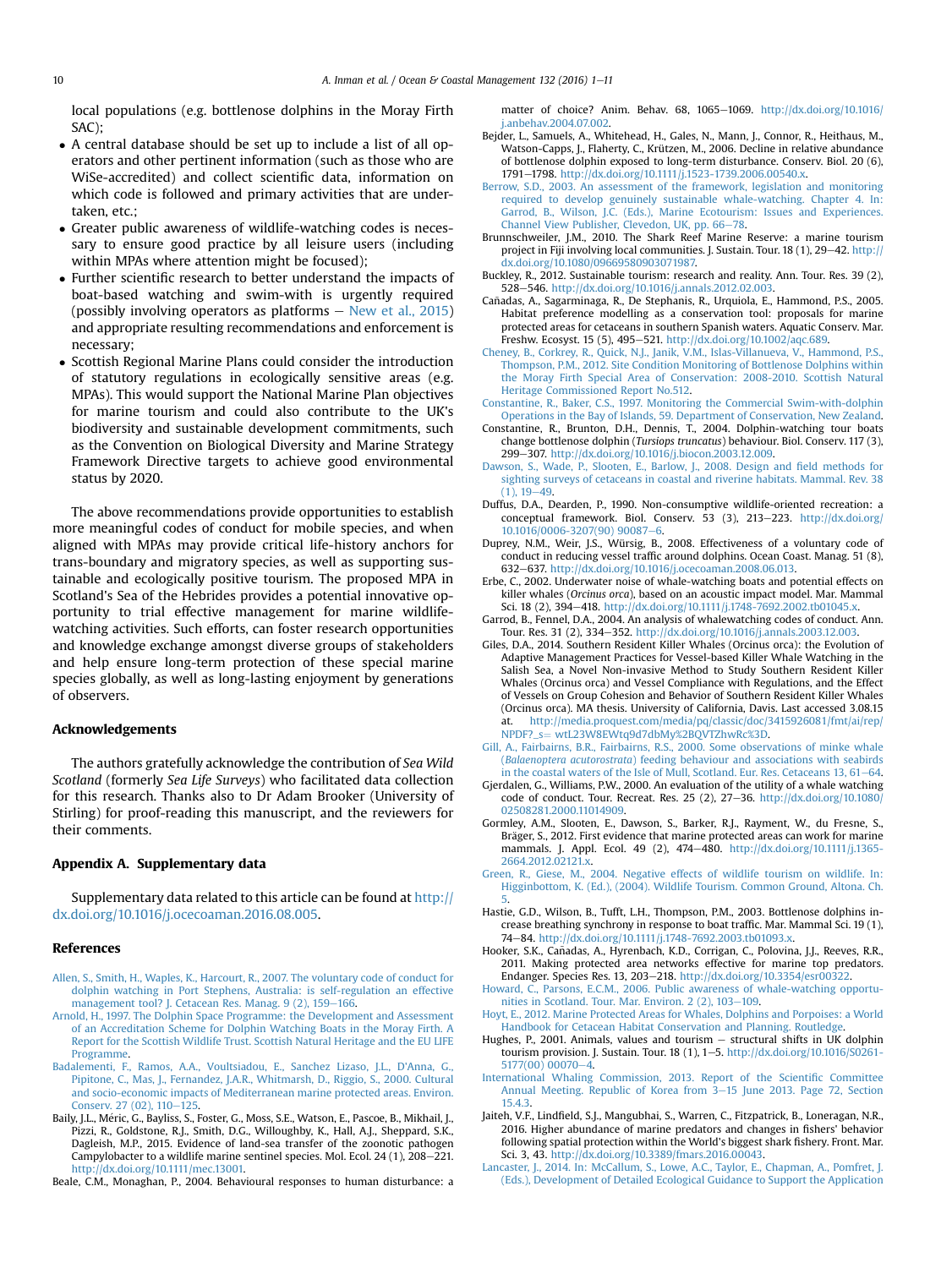local populations (e.g. bottlenose dolphins in the Moray Firth SAC);

- A central database should be set up to include a list of all operators and other pertinent information (such as those who are WiSe-accredited) and collect scientific data, information on which code is followed and primary activities that are undertaken, etc.;
- Greater public awareness of wildlife-watching codes is necessary to ensure good practice by all leisure users (including within MPAs where attention might be focused);
- Further scientific research to better understand the impacts of boat-based watching and swim-with is urgently required (possibly involving operators as platforms – New et al., 2015) and appropriate resulting recommendations and enforcement is necessary;
- Scottish Regional Marine Plans could consider the introduction of statutory regulations in ecologically sensitive areas (e.g. MPAs). This would support the National Marine Plan objectives for marine tourism and could also contribute to the UK's biodiversity and sustainable development commitments, such as the Convention on Biological Diversity and Marine Strategy Framework Directive targets to achieve good environmental status by 2020.

The above recommendations provide opportunities to establish more meaningful codes of conduct for mobile species, and when aligned with MPAs may provide critical life-history anchors for trans-boundary and migratory species, as well as supporting sustainable and ecologically positive tourism. The proposed MPA in Scotland's Sea of the Hebrides provides a potential innovative opportunity to trial effective management for marine wildlife-watching activities. Such efforts, can foster research opportunities and knowledge exchange amongst diverse groups of stakeholders and help ensure long-term protection of these special marine species globally, as well as long-lasting enjoyment by generations of observers.

## Acknowledgements

The authors gratefully acknowledge the contribution of *Sea Wild Scotland* (formerly *Sea Life Surveys*) who facilitated data collection for this research. Thanks also to Dr Adam Brooker (University of Stirling) for proof-reading this manuscript, and the reviewers for their comments.

## Appendix A. Supplementary data

Supplementary data related to this article can be found at http://dx.doi.org/10.1016/j.ocecoaman.2016.08.005.

## References

Allen, S., Smith, H., Waples, K., Harcourt, R., 2007. The voluntary code of conduct for dolphin watching in Port Stephens, Australia: is self-regulation an effective management tool? J. Cetacean Res. Manag. 9 (2), 159–166.

Arnold, H., 1997. The Dolphin Space Programme: the Development and Assessment of an Accreditation Scheme for Dolphin Watching Boats in the Moray Firth. A Report for the Scottish Wildlife Trust. Scottish Natural Heritage and the EU LIFE Programme.

Badalementi, F., Ramos, A.A., Voultsiadou, E., Sanchez Lizaso, J.L., D'Anna, G., Pipitone, C., Mas, J., Fernandez, J.A.R., Whitmarsh, D., Riggio, S., 2000. Cultural and socio-economic impacts of Mediterranean marine protected areas. Environ. Conserv. 27 (02), 110–125.

Baily, J.L., Méric, G., Bayliss, S., Foster, G., Moss, S.E., Watson, E., Pascoe, B., Mikhail, J., Pizzi, R., Goldstone, R.J., Smith, D.G., Willoughby, K., Hall, A.J., Sheppard, S.K., Dagleish, M.P., 2015. Evidence of land-sea transfer of the zoonotic pathogen Campylobacter to a wildlife marine sentinel species. Mol. Ecol. 24 (1), 208–221. http://dx.doi.org/10.1111/mec.13001.

Beale, C.M., Monaghan, P., 2004. Behavioural responses to human disturbance: a matter of choice? Anim. Behav. 68, 1065–1069. http://dx.doi.org/10.1016/j.anbehav.2004.07.002.

Bejder, L., Samuels, A., Whitehead, H., Gales, N., Mann, J., Connor, R., Heithaus, M., Watson-Capps, J., Flaherty, C., Krützen, M., 2006. Decline in relative abundance of bottlenose dolphin exposed to long-term disturbance. Conserv. Biol. 20 (6), 1791–1798. http://dx.doi.org/10.1111/j.1523-1739.2006.00540.x.

Berrow, S.D., 2003. An assessment of the framework, legislation and monitoring required to develop genuinely sustainable whale-watching. Chapter 4. In: Garrod, B., Wilson, J.C. (Eds.), Marine Ecotourism: Issues and Experiences. Channel View Publisher, Clevedon, UK, pp. 66–78.

Brunnschweiler, J.M., 2010. The Shark Reef Marine Reserve: a marine tourism project in Fiji involving local communities. J. Sustain. Tour. 18 (1), 29–42. http://dx.doi.org/10.1080/09669580903071987.

Buckley, R., 2012. Sustainable tourism: research and reality. Ann. Tour. Res. 39 (2), 528–546. http://dx.doi.org/10.1016/j.annals.2012.02.003.

Cañadas, A., Sagarminaga, R., De Stephanis, R., Urquiola, E., Hammond, P.S., 2005. Habitat preference modelling as a conservation tool: proposals for marine protected areas for cetaceans in southern Spanish waters. Aquatic Conserv. Mar. Freshw. Ecosyst. 15 (5), 495–521. http://dx.doi.org/10.1002/aqc.689.

Cheney, B., Corkrey, R., Quick, N.J., Janik, V.M., Islas-Villanueva, V., Hammond, P.S., Thompson, P.M., 2012. Site Condition Monitoring of Bottlenose Dolphins within the Moray Firth Special Area of Conservation: 2008-2010. Scottish Natural Heritage Commissioned Report No.512.

Constantine, R., Baker, C.S., 1997. Monitoring the Commercial Swim-with-dolphin Operations in the Bay of Islands, 59. Department of Conservation, New Zealand.

Constantine, R., Brunton, D.H., Dennis, T., 2004. Dolphin-watching tour boats change bottlenose dolphin (*Tursiops truncatus*) behaviour. Biol. Conserv. 117 (3), 299–307. http://dx.doi.org/10.1016/j.biocon.2003.12.009.

Dawson, S., Wade, P., Slooten, E., Barlow, J., 2008. Design and field methods for sighting surveys of cetaceans in coastal and riverine habitats. Mammal. Rev. 38 (1), 19–49.

Duffus, D.A., Dearden, P., 1990. Non-consumptive wildlife-oriented recreation: a conceptual framework. Biol. Conserv. 53 (3), 213–223. http://dx.doi.org/10.1016/0006-3207(90) 90087–6.

Duprey, N.M., Weir, J.S., Würsig, B., 2008. Effectiveness of a voluntary code of conduct in reducing vessel traffic around dolphins. Ocean Coast. Manag. 51 (8), 632–637. http://dx.doi.org/10.1016/j.ocecoaman.2008.06.013.

Erbe, C., 2002. Underwater noise of whale-watching boats and potential effects on killer whales (*Orcinus orca*), based on an acoustic impact model. Mar. Mammal Sci. 18 (2), 394–418. http://dx.doi.org/10.1111/j.1748-7692.2002.tb01045.x.

Garrod, B., Fennel, D.A., 2004. An analysis of whalewatching codes of conduct. Ann. Tour. Res. 31 (2), 334–352. http://dx.doi.org/10.1016/j.annals.2003.12.003.

Giles, D.A., 2014. Southern Resident Killer Whales (Orcinus orca): the Evolution of Adaptive Management Practices for Vessel-based Killer Whale Watching in the Salish Sea, a Novel Non-invasive Method to Study Southern Resident Killer Whales (Orcinus orca) and Vessel Compliance with Regulations, and the Effect of Vessels on Group Cohesion and Behavior of Southern Resident Killer Whales (Orcinus orca). MA thesis. University of California, Davis. Last accessed 3.08.15 at. http://media.proquest.com/media/pq/classic/doc/3415926081/fmt/ai/rep/NPDF?_s= wtL23W8EWtq9d7dbMy%2BQVTZhwRc%3D.

Gill, A., Fairbairns, B.R., Fairbairns, R.S., 2000. Some observations of minke whale (*Balaenoptera acutorostrata*) feeding behaviour and associations with seabirds in the coastal waters of the Isle of Mull, Scotland. Eur. Res. Cetaceans 13, 61–64.

Gjerdalen, G., Williams, P.W., 2000. An evaluation of the utility of a whale watching code of conduct. Tour. Recreat. Res. 25 (2), 27–36. http://dx.doi.org/10.1080/02508281.2000.11014909.

Gormley, A.M., Slooten, E., Dawson, S., Barker, R.J., Rayment, W., du Fresne, S., Bräger, S., 2012. First evidence that marine protected areas can work for marine mammals. J. Appl. Ecol. 49 (2), 474–480. http://dx.doi.org/10.1111/j.1365-2664.2012.02121.x.

Green, R., Giese, M., 2004. Negative effects of wildlife tourism on wildlife. In: Higginbottom, K. (Ed.), (2004). Wildlife Tourism. Common Ground, Altona. Ch. 5.

Hastie, G.D., Wilson, B., Tufft, L.H., Thompson, P.M., 2003. Bottlenose dolphins increase breathing synchrony in response to boat traffic. Mar. Mammal Sci. 19 (1), 74–84. http://dx.doi.org/10.1111/j.1748-7692.2003.tb01093.x.

Hooker, S.K., Cañadas, A., Hyrenbach, K.D., Corrigan, C., Polovina, J.J., Reeves, R.R., 2011. Making protected area networks effective for marine top predators. Endanger. Species Res. 13, 203–218. http://dx.doi.org/10.3354/esr00322.

Howard, C., Parsons, E.C.M., 2006. Public awareness of whale-watching opportunities in Scotland. Tour. Mar. Environ. 2 (2), 103–109.

Hoyt, E., 2012. Marine Protected Areas for Whales, Dolphins and Porpoises: a World Handbook for Cetacean Habitat Conservation and Planning. Routledge.

Hughes, P., 2001. Animals, values and tourism – structural shifts in UK dolphin tourism provision. J. Sustain. Tour. 18 (1), 1–5. http://dx.doi.org/10.1016/S0261-5177(00) 00070–4.

International Whaling Commission, 2013. Report of the Scientific Committee Annual Meeting. Republic of Korea from 3–15 June 2013. Page 72, Section 15.4.3.

Jaiteh, V.F., Lindfield, S.J., Mangubhai, S., Warren, C., Fitzpatrick, B., Loneragan, N.R., 2016. Higher abundance of marine predators and changes in fishers' behavior following spatial protection within the World's biggest shark fishery. Front. Mar. Sci. 3, 43. http://dx.doi.org/10.3389/fmars.2016.00043.

Lancaster, J., 2014. In: McCallum, S., Lowe, A.C., Taylor, E., Chapman, A., Pomfret, J. (Eds.), Development of Detailed Ecological Guidance to Support the Application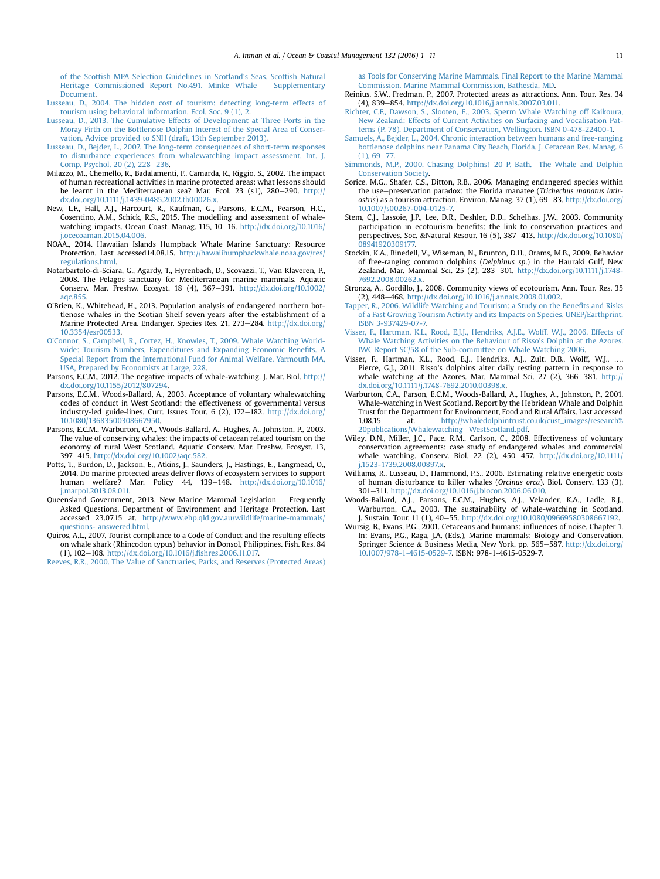of the Scottish MPA Selection Guidelines in Scotland's Seas. Scottish Natural Heritage Commissioned Report No.491. Minke Whale – Supplementary Document.

Lusseau, D., 2004. The hidden cost of tourism: detecting long-term effects of tourism using behavioral information. Ecol. Soc. 9 (1), 2.

Lusseau, D., 2013. The Cumulative Effects of Development at Three Ports in the Moray Firth on the Bottlenose Dolphin Interest of the Special Area of Conservation, Advice provided to SNH (draft, 13th September 2013).

Lusseau, D., Bejder, L., 2007. The long-term consequences of short-term responses to disturbance experiences from whalewatching impact assessment. Int. J. Comp. Psychol. 20 (2), 228–236.

Milazzo, M., Chemello, R., Badalamenti, F., Camarda, R., Riggio, S., 2002. The impact of human recreational activities in marine protected areas: what lessons should be learnt in the Mediterranean sea? Mar. Ecol. 23 (s1), 280–290. http://dx.doi.org/10.1111/j.1439-0485.2002.tb00026.x.

New, L.F., Hall, A.J., Harcourt, R., Kaufman, G., Parsons, E.C.M., Pearson, H.C., Cosentino, A.M., Schick, R.S., 2015. The modelling and assessment of whale-watching impacts. Ocean Coast. Manag. 115, 10–16. http://dx.doi.org/10.1016/j.ocecoaman.2015.04.006.

NOAA., 2014. Hawaiian Islands Humpback Whale Marine Sanctuary: Resource Protection. Last accessed14.08.15. http://hawaiihumpbackwhale.noaa.gov/res/regulations.html.

Notarbartolo-di-Sciara, G., Agardy, T., Hyrenbach, D., Scovazzi, T., Van Klaveren, P., 2008. The Pelagos sanctuary for Mediterranean marine mammals. Aquatic Conserv. Mar. Freshw. Ecosyst. 18 (4), 367–391. http://dx.doi.org/10.1002/aqc.855.

O'Brien, K., Whitehead, H., 2013. Population analysis of endangered northern bottlenose whales in the Scotian Shelf seven years after the establishment of a Marine Protected Area. Endanger. Species Res. 21, 273–284. http://dx.doi.org/10.3354/esr00533.

O'Connor, S., Campbell, R., Cortez, H., Knowles, T., 2009. Whale Watching Worldwide: Tourism Numbers, Expenditures and Expanding Economic Benefits. A Special Report from the International Fund for Animal Welfare. Yarmouth MA, USA, Prepared by Economists at Large, 228.

Parsons, E.C.M., 2012. The negative impacts of whale-watching. J. Mar. Biol. http://dx.doi.org/10.1155/2012/807294.

Parsons, E.C.M., Woods-Ballard, A., 2003. Acceptance of voluntary whalewatching codes of conduct in West Scotland: the effectiveness of governmental versus industry-led guide-lines. Curr. Issues Tour. 6 (2), 172–182. http://dx.doi.org/10.1080/13683500308667950.

Parsons, E.C.M., Warburton, C.A., Woods-Ballard, A., Hughes, A., Johnston, P., 2003. The value of conserving whales: the impacts of cetacean related tourism on the economy of rural West Scotland. Aquatic Conserv. Mar. Freshw. Ecosyst. 13, 397–415. http://dx.doi.org/10.1002/aqc.582.

Potts, T., Burdon, D., Jackson, E., Atkins, J., Saunders, J., Hastings, E., Langmead, O., 2014. Do marine protected areas deliver flows of ecosystem services to support human welfare? Mar. Policy 44, 139–148. http://dx.doi.org/10.1016/j.marpol.2013.08.011.

Queensland Government, 2013. New Marine Mammal Legislation – Frequently Asked Questions. Department of Environment and Heritage Protection. Last accessed 23.07.15 at. http://www.ehp.qld.gov.au/wildlife/marine-mammals/questions- answered.html.

Quiros, A.L., 2007. Tourist compliance to a Code of Conduct and the resulting effects on whale shark (Rhincodon typus) behavior in Donsol, Philippines. Fish. Res. 84 (1), 102–108. http://dx.doi.org/10.1016/j.fishres.2006.11.017.

Reeves, R.R., 2000. The Value of Sanctuaries, Parks, and Reserves (Protected Areas) as Tools for Conserving Marine Mammals. Final Report to the Marine Mammal Commission. Marine Mammal Commission, Bathesda, MD.

Reinius, S.W., Fredman, P., 2007. Protected areas as attractions. Ann. Tour. Res. 34 (4), 839–854. http://dx.doi.org/10.1016/j.annals.2007.03.011.

Richter, C.F., Dawson, S., Slooten, E., 2003. Sperm Whale Watching off Kaikoura, New Zealand: Effects of Current Activities on Surfacing and Vocalisation Patterns (P. 78). Department of Conservation, Wellington. ISBN 0-478-22400-1.

Samuels, A., Bejder, L., 2004. Chronic interaction between humans and free-ranging bottlenose dolphins near Panama City Beach, Florida. J. Cetacean Res. Manag. 6 (1), 69–77.

Simmonds, M.P., 2000. Chasing Dolphins! 20 P. Bath. The Whale and Dolphin Conservation Society.

Sorice, M.G., Shafer, C.S., Ditton, R.B., 2006. Managing endangered species within the use–preservation paradox: the Florida manatee (*Trichechus manatus latirostris*) as a tourism attraction. Environ. Manag. 37 (1), 69–83. http://dx.doi.org/10.1007/s00267-004-0125-7.

Stem, C.J., Lassoie, J.P., Lee, D.R., Deshler, D.D., Schelhas, J.W., 2003. Community participation in ecotourism benefits: the link to conservation practices and perspectives. Soc. &Natural Resour. 16 (5), 387–413. http://dx.doi.org/10.1080/08941920309177.

Stockin, K.A., Binedell, V., Wiseman, N., Brunton, D.H., Orams, M.B., 2009. Behavior of free-ranging common dolphins (*Delphinus sp.*) in the Hauraki Gulf, New Zealand. Mar. Mammal Sci. 25 (2), 283–301. http://dx.doi.org/10.1111/j.1748-7692.2008.00262.x.

Stronza, A., Gordillo, J., 2008. Community views of ecotourism. Ann. Tour. Res. 35 (2), 448–468. http://dx.doi.org/10.1016/j.annals.2008.01.002.

Tapper, R., 2006. Wildlife Watching and Tourism: a Study on the Benefits and Risks of a Fast Growing Tourism Activity and its Impacts on Species. UNEP/Earthprint. ISBN 3-937429-07-7.

Visser, F., Hartman, K.L., Rood, E.J.J., Hendriks, A.J.E., Wolff, W.J., 2006. Effects of Whale Watching Activities on the Behaviour of Risso's Dolphin at the Azores. IWC Report SC/58 of the Sub-committee on Whale Watching 2006.

Visser, F., Hartman, K.L., Rood, E.J., Hendriks, A.J., Zult, D.B., Wolff, W.J., …, Pierce, G.J., 2011. Risso's dolphins alter daily resting pattern in response to whale watching at the Azores. Mar. Mammal Sci. 27 (2), 366–381. http://dx.doi.org/10.1111/j.1748-7692.2010.00398.x.

Warburton, C.A., Parson, E.C.M., Woods-Ballard, A., Hughes, A., Johnston, P., 2001. Whale-watching in West Scotland. Report by the Hebridean Whale and Dolphin Trust for the Department for Environment, Food and Rural Affairs. Last accessed 1.08.15 at. http://whaledolphintrust.co.uk/cust_images/research%20publications/Whalewatching _WestScotland.pdf.

Wiley, D.N., Miller, J.C., Pace, R.M., Carlson, C., 2008. Effectiveness of voluntary conservation agreements: case study of endangered whales and commercial whale watching. Conserv. Biol. 22 (2), 450–457. http://dx.doi.org/10.1111/j.1523-1739.2008.00897.x.

Williams, R., Lusseau, D., Hammond, P.S., 2006. Estimating relative energetic costs of human disturbance to killer whales (*Orcinus orca*). Biol. Conserv. 133 (3), 301–311. http://dx.doi.org/10.1016/j.biocon.2006.06.010.

Woods-Ballard, A.J., Parsons, E.C.M., Hughes, A.J., Velander, K.A., Ladle, R.J., Warburton, C.A., 2003. The sustainability of whale-watching in Scotland. J. Sustain. Tour. 11 (1), 40–55. http://dx.doi.org/10.1080/09669580308667192.

Wursig, B., Evans, P.G., 2001. Cetaceans and humans: influences of noise. Chapter 1. In: Evans, P.G., Raga, J.A. (Eds.), Marine mammals: Biology and Conservation. Springer Science & Business Media, New York, pp. 565–587. http://dx.doi.org/10.1007/978-1-4615-0529-7. ISBN: 978-1-4615-0529-7.